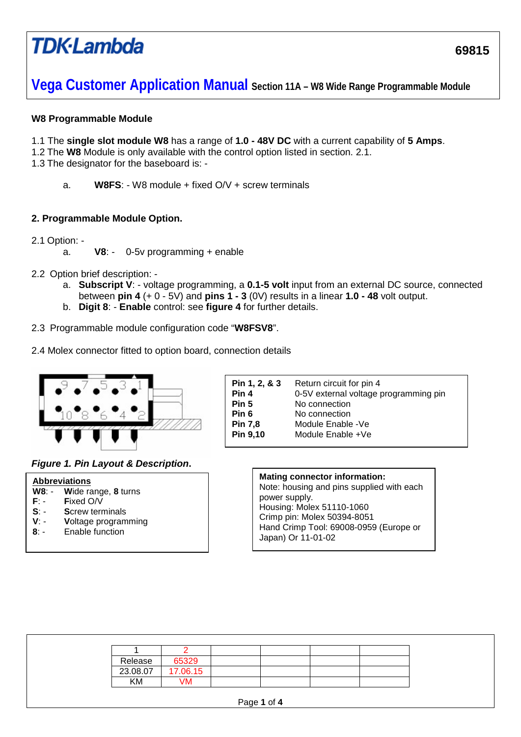TDK·Lambda

69815

# Vega Customer Application Manual Section 11A – W8 Wide Range Programmable Module

## W8 Programmable Module

1.1 The **single slot module W8** has a range of **1.0 - 48V DC** with a current capability of **5 Amps**.
1.2 The **W8** Module is only available with the control option listed in section. 2.1.
1.3 The designator for the baseboard is: -

a. **W8FS**: - W8 module + fixed O/V + screw terminals

## 2. Programmable Module Option.

2.1 Option: -

a. **V8**: - 0-5v programming + enable

2.2 Option brief description: -

a. **Subscript V**: - voltage programming, a **0.1-5 volt** input from an external DC source, connected between **pin 4** (+ 0 - 5V) and **pins 1 - 3** (0V) results in a linear **1.0 - 48** volt output.
b. **Digit 8**: - **Enable** control: see **figure 4** for further details.

2.3 Programmable module configuration code "**W8FSV8**".

2.4 Molex connector fitted to option board, connection details

9 7 5 3 1
10 8 6 4 2

***Figure 1. Pin Layout & Description*.**

| | |
|---|---|
| **Pin 1, 2, & 3** | Return circuit for pin 4 |
| **Pin 4** | 0-5V external voltage programming pin |
| **Pin 5** | No connection |
| **Pin 6** | No connection |
| **Pin 7,8** | Module Enable -Ve |
| **Pin 9,10** | Module Enable +Ve |

**Abbreviations**

**W8**: - **W**ide range, **8** turns
**F**: - **F**ixed O/V
**S**: - **S**crew terminals
**V**: - **V**oltage programming
**8**: - Enable function

**Mating connector information:**
Note: housing and pins supplied with each power supply.
Housing: Molex 51110-1060
Crimp pin: Molex 50394-8051
Hand Crimp Tool: 69008-0959 (Europe or Japan) Or 11-01-02

| 1 | 2 | | | | |
|---|---|---|---|---|---|
| Release | 65329 | | | | |
| 23.08.07 | 17.06.15 | | | | |
| KM | VM | | | | |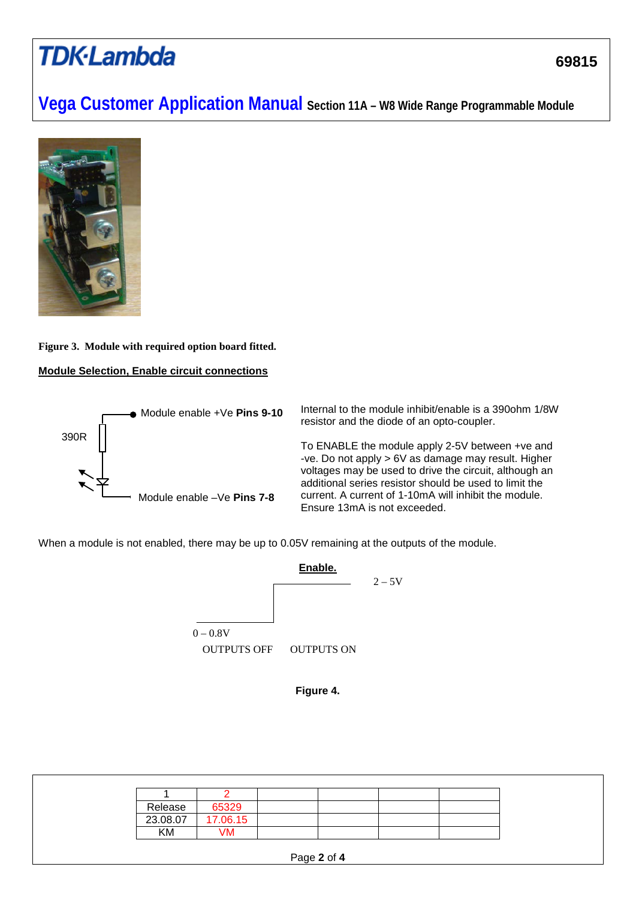Figure 3. Module with required option board fitted.

**Module Selection, Enable circuit connections**

390R

Module enable +Ve **Pins 9-10**

Module enable –Ve **Pins 7-8**

Internal to the module inhibit/enable is a 390ohm 1/8W resistor and the diode of an opto-coupler.

To ENABLE the module apply 2-5V between +ve and -ve. Do not apply > 6V as damage may result. Higher voltages may be used to drive the circuit, although an additional series resistor should be used to limit the current. A current of 1-10mA will inhibit the module. Ensure 13mA is not exceeded.

When a module is not enabled, there may be up to 0.05V remaining at the outputs of the module.

**Enable.**

2 – 5V

0 – 0.8V

OUTPUTS OFF    OUTPUTS ON

**Figure 4.**

| 1 | 2 | | | | |
|---|---|---|---|---|---|
| Release | 65329 | | | | |
| 23.08.07 | 17.06.15 | | | | |
| KM | VM | | | | |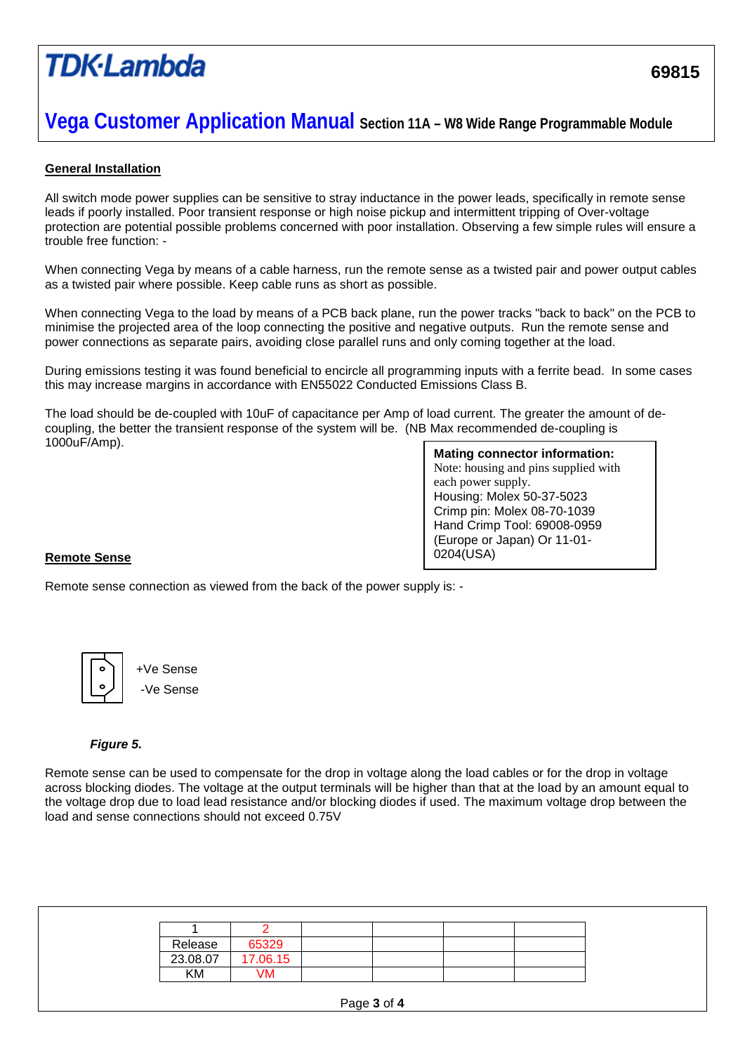## General Installation

All switch mode power supplies can be sensitive to stray inductance in the power leads, specifically in remote sense leads if poorly installed. Poor transient response or high noise pickup and intermittent tripping of Over-voltage protection are potential possible problems concerned with poor installation. Observing a few simple rules will ensure a trouble free function: -

When connecting Vega by means of a cable harness, run the remote sense as a twisted pair and power output cables as a twisted pair where possible. Keep cable runs as short as possible.

When connecting Vega to the load by means of a PCB back plane, run the power tracks "back to back" on the PCB to minimise the projected area of the loop connecting the positive and negative outputs. Run the remote sense and power connections as separate pairs, avoiding close parallel runs and only coming together at the load.

During emissions testing it was found beneficial to encircle all programming inputs with a ferrite bead. In some cases this may increase margins in accordance with EN55022 Conducted Emissions Class B.

The load should be de-coupled with 10uF of capacitance per Amp of load current. The greater the amount of de-coupling, the better the transient response of the system will be. (NB Max recommended de-coupling is 1000uF/Amp).

**Mating connector information:**
Note: housing and pins supplied with each power supply.
Housing: Molex 50-37-5023
Crimp pin: Molex 08-70-1039
Hand Crimp Tool: 69008-0959 (Europe or Japan) Or 11-01-0204(USA)

## Remote Sense

Remote sense connection as viewed from the back of the power supply is: -

+Ve Sense
-Ve Sense

***Figure 5.***

Remote sense can be used to compensate for the drop in voltage along the load cables or for the drop in voltage across blocking diodes. The voltage at the output terminals will be higher than that at the load by an amount equal to the voltage drop due to load lead resistance and/or blocking diodes if used. The maximum voltage drop between the load and sense connections should not exceed 0.75V

| 1 | 2 | | | | |
|---|---|---|---|---|---|
| Release | 65329 | | | | |
| 23.08.07 | 17.06.15 | | | | |
| KM | VM | | | | |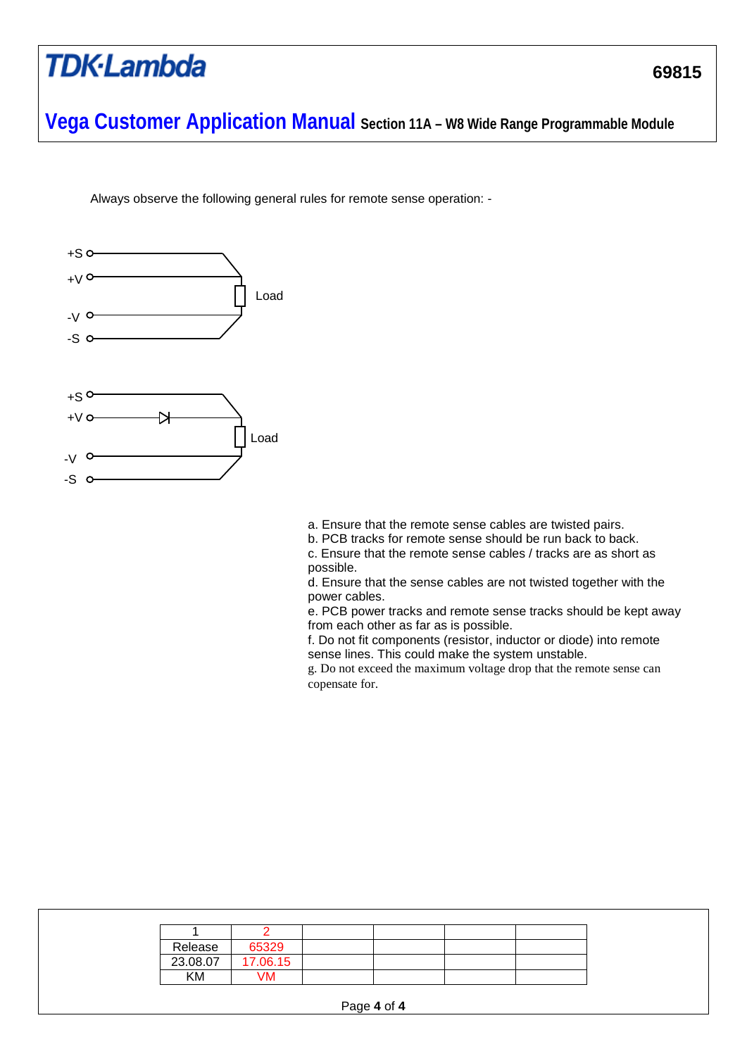Always observe the following general rules for remote sense operation: -

+S
+V
Load
-V
-S

+S
+V
Load
-V
-S

a. Ensure that the remote sense cables are twisted pairs.
b. PCB tracks for remote sense should be run back to back.
c. Ensure that the remote sense cables / tracks are as short as possible.
d. Ensure that the sense cables are not twisted together with the power cables.
e. PCB power tracks and remote sense tracks should be kept away from each other as far as is possible.
f. Do not fit components (resistor, inductor or diode) into remote sense lines. This could make the system unstable.
g. Do not exceed the maximum voltage drop that the remote sense can copensate for.

| 1 | 2 | | | | |
|---|---|---|---|---|---|
| Release | 65329 | | | | |
| 23.08.07 | 17.06.15 | | | | |
| KM | VM | | | | |